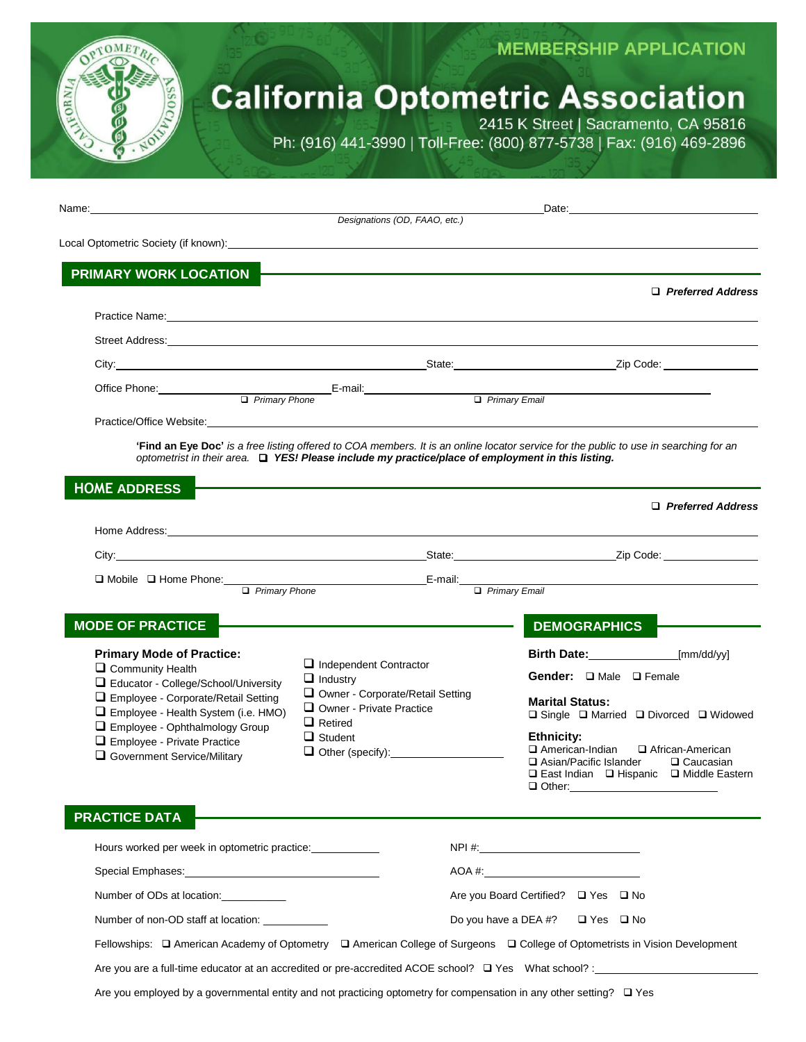MEMBERSHIP APPLICATION

# California Optometric Association

2415 K Street | Sacramento, CA 95816
Ph: (916) 441-3990 | Toll-Free: (800) 877-5738 | Fax: (916) 469-2896

Name: ______________________________________ Date: ____________________
*Designations (OD, FAAO, etc.)*

Local Optometric Society (if known): ______________________________________

## PRIMARY WORK LOCATION

❑ ***Preferred Address***

Practice Name: ______________________________________

Street Address: ______________________________________

City: ____________________ State: ____________________ Zip Code: ____________

Office Phone: ____________________ E-mail: ______________________________________
*❑ Primary Phone* *❑ Primary Email*

Practice/Office Website: ______________________________________

**'Find an Eye Doc'** *is a free listing offered to COA members. It is an online locator service for the public to use in searching for an optometrist in their area.* ❑ ***YES! Please include my practice/place of employment in this listing.***

## HOME ADDRESS

❑ ***Preferred Address***

Home Address: ______________________________________

City: ____________________ State: ____________________ Zip Code: ____________

❑ Mobile ❑ Home Phone: ____________________ E-mail: ______________________________________
*❑ Primary Phone* *❑ Primary Email*

## MODE OF PRACTICE

**Primary Mode of Practice:**

- ❑ Community Health
- ❑ Educator - College/School/University
- ❑ Employee - Corporate/Retail Setting
- ❑ Employee - Health System (i.e. HMO)
- ❑ Employee - Ophthalmology Group
- ❑ Employee - Private Practice
- ❑ Government Service/Military
- ❑ Independent Contractor
- ❑ Industry
- ❑ Owner - Corporate/Retail Setting
- ❑ Owner - Private Practice
- ❑ Retired
- ❑ Student
- ❑ Other (specify): ____________

## DEMOGRAPHICS

**Birth Date:** ____________ [mm/dd/yy]

**Gender:** ❑ Male ❑ Female

**Marital Status:**
❑ Single ❑ Married ❑ Divorced ❑ Widowed

**Ethnicity:**
❑ American-Indian ❑ African-American
❑ Asian/Pacific Islander ❑ Caucasian
❑ East Indian ❑ Hispanic ❑ Middle Eastern
❑ Other: ____________

## PRACTICE DATA

Hours worked per week in optometric practice: ____________

Special Emphases: ____________________

Number of ODs at location: ____________

Number of non-OD staff at location: ____________

NPI #: ____________________

AOA #: ____________________

Are you Board Certified? ❑ Yes ❑ No

Do you have a DEA #? ❑ Yes ❑ No

Fellowships: ❑ American Academy of Optometry ❑ American College of Surgeons ❑ College of Optometrists in Vision Development

Are you are a full-time educator at an accredited or pre-accredited ACOE school? ❑ Yes What school? : ____________________

Are you employed by a governmental entity and not practicing optometry for compensation in any other setting? ❑ Yes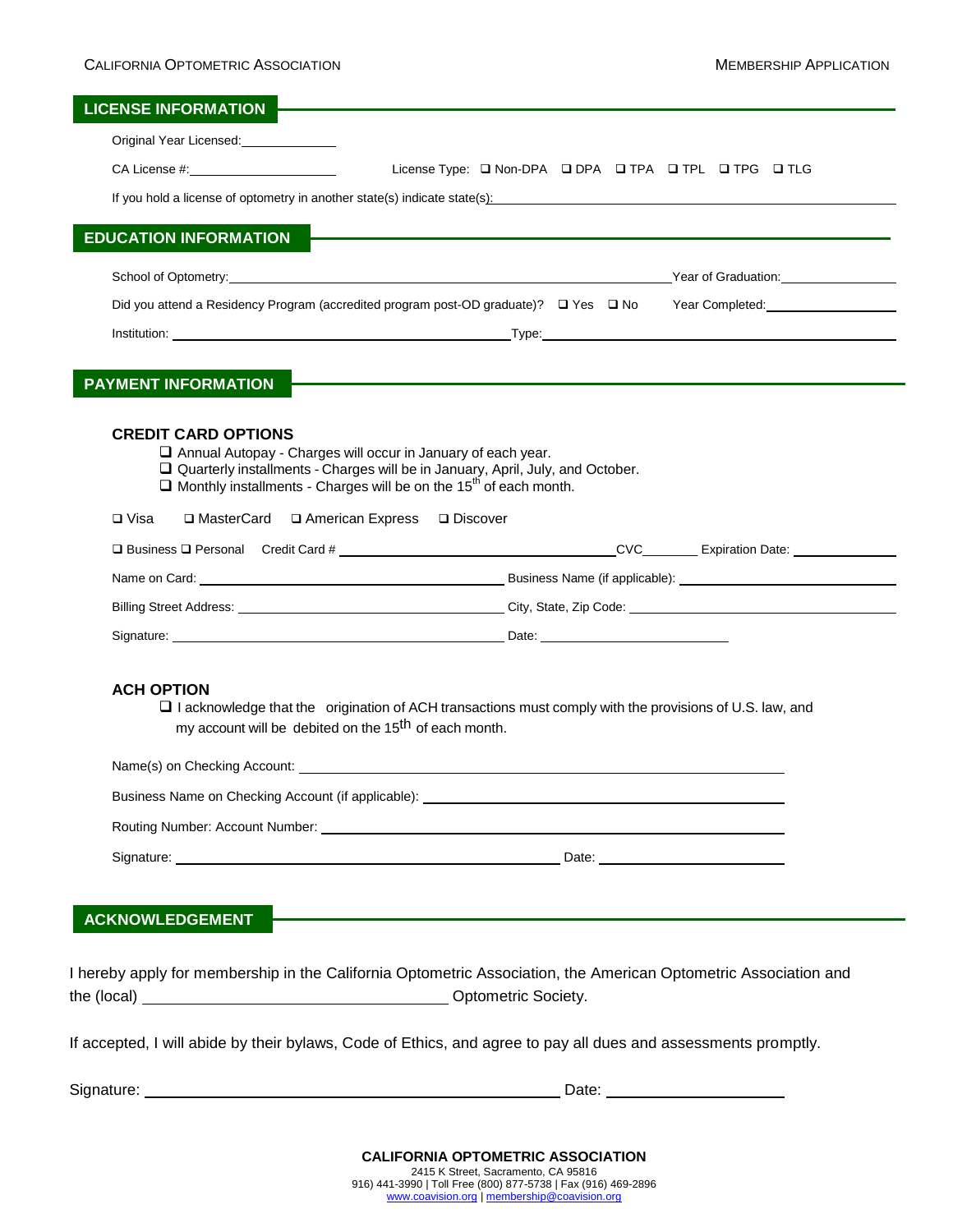## LICENSE INFORMATION

Original Year Licensed: \_\_\_\_\_\_\_\_\_\_\_\_\_\_

CA License #: \_\_\_\_\_\_\_\_\_\_\_\_\_\_\_\_\_\_\_\_ License Type: ❑ Non-DPA ❑ DPA ❑ TPA ❑ TPL ❑ TPG ❑ TLG

If you hold a license of optometry in another state(s) indicate state(s): \_\_\_\_\_\_\_\_\_\_\_\_\_\_\_\_\_\_\_\_

## EDUCATION INFORMATION

School of Optometry: \_\_\_\_\_\_\_\_\_\_\_\_\_\_\_\_\_\_\_\_ Year of Graduation: \_\_\_\_\_\_\_\_\_\_

Did you attend a Residency Program (accredited program post-OD graduate)? ❑ Yes ❑ No Year Completed: \_\_\_\_\_\_\_\_\_\_

Institution: \_\_\_\_\_\_\_\_\_\_\_\_\_\_\_\_\_\_\_\_ Type: \_\_\_\_\_\_\_\_\_\_\_\_\_\_\_\_\_\_\_\_

## PAYMENT INFORMATION

### CREDIT CARD OPTIONS

- ❑ Annual Autopay - Charges will occur in January of each year.
- ❑ Quarterly installments - Charges will be in January, April, July, and October.
- ❑ Monthly installments - Charges will be on the 15th of each month.

❑ Visa ❑ MasterCard ❑ American Express ❑ Discover

❑ Business ❑ Personal Credit Card # \_\_\_\_\_\_\_\_\_\_\_\_\_\_\_\_\_\_\_\_ CVC \_\_\_\_\_\_ Expiration Date: \_\_\_\_\_\_\_\_\_\_

Name on Card: \_\_\_\_\_\_\_\_\_\_\_\_\_\_\_\_\_\_\_\_ Business Name (if applicable): \_\_\_\_\_\_\_\_\_\_\_\_\_\_\_\_\_\_\_\_

Billing Street Address: \_\_\_\_\_\_\_\_\_\_\_\_\_\_\_\_\_\_\_\_ City, State, Zip Code: \_\_\_\_\_\_\_\_\_\_\_\_\_\_\_\_\_\_\_\_

Signature: \_\_\_\_\_\_\_\_\_\_\_\_\_\_\_\_\_\_\_\_ Date: \_\_\_\_\_\_\_\_\_\_

### ACH OPTION

❑ I acknowledge that the origination of ACH transactions must comply with the provisions of U.S. law, and my account will be debited on the 15th of each month.

Name(s) on Checking Account: \_\_\_\_\_\_\_\_\_\_\_\_\_\_\_\_\_\_\_\_

Business Name on Checking Account (if applicable): \_\_\_\_\_\_\_\_\_\_\_\_\_\_\_\_\_\_\_\_

Routing Number: Account Number: \_\_\_\_\_\_\_\_\_\_\_\_\_\_\_\_\_\_\_\_

Signature: \_\_\_\_\_\_\_\_\_\_\_\_\_\_\_\_\_\_\_\_ Date: \_\_\_\_\_\_\_\_\_\_

## ACKNOWLEDGEMENT

I hereby apply for membership in the California Optometric Association, the American Optometric Association and the (local) \_\_\_\_\_\_\_\_\_\_\_\_\_\_\_\_\_\_\_\_ Optometric Society.

If accepted, I will abide by their bylaws, Code of Ethics, and agree to pay all dues and assessments promptly.

Signature: \_\_\_\_\_\_\_\_\_\_\_\_\_\_\_\_\_\_\_\_ Date: \_\_\_\_\_\_\_\_\_\_

**CALIFORNIA OPTOMETRIC ASSOCIATION**
2415 K Street, Sacramento, CA 95816
916) 441-3990 | Toll Free (800) 877-5738 | Fax (916) 469-2896
www.coavision.org | membership@coavision.org